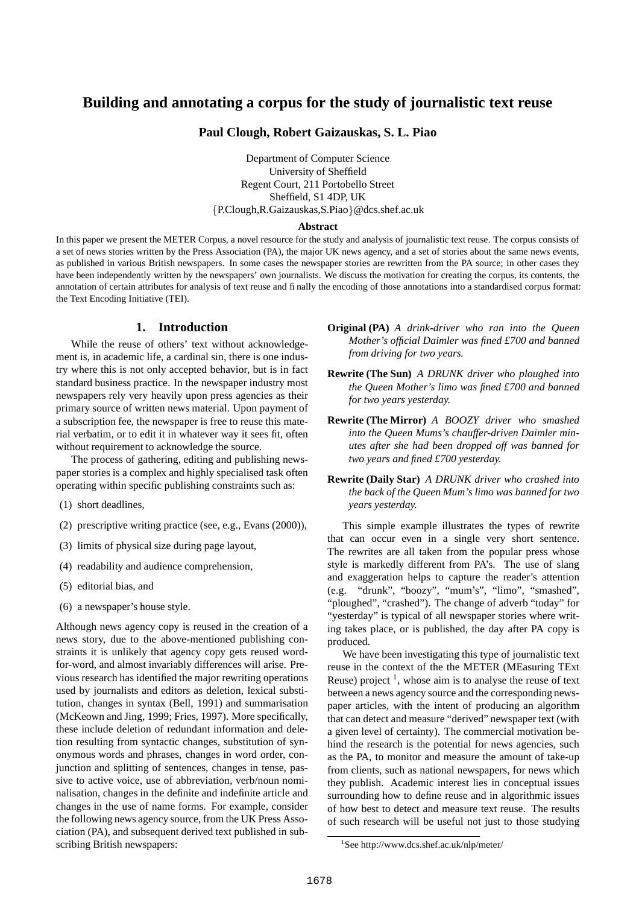# Building and annotating a corpus for the study of journalistic text reuse

**Paul Clough, Robert Gaizauskas, S. L. Piao**

Department of Computer Science
University of Sheffield
Regent Court, 211 Portobello Street
Sheffield, S1 4DP, UK
{P.Clough,R.Gaizauskas,S.Piao}@dcs.shef.ac.uk

**Abstract**

In this paper we present the METER Corpus, a novel resource for the study and analysis of journalistic text reuse. The corpus consists of a set of news stories written by the Press Association (PA), the major UK news agency, and a set of stories about the same news events, as published in various British newspapers. In some cases the newspaper stories are rewritten from the PA source; in other cases they have been independently written by the newspapers' own journalists. We discuss the motivation for creating the corpus, its contents, the annotation of certain attributes for analysis of text reuse and finally the encoding of those annotations into a standardised corpus format: the Text Encoding Initiative (TEI).

## 1. Introduction

While the reuse of others' text without acknowledgement is, in academic life, a cardinal sin, there is one industry where this is not only accepted behavior, but is in fact standard business practice. In the newspaper industry most newspapers rely very heavily upon press agencies as their primary source of written news material. Upon payment of a subscription fee, the newspaper is free to reuse this material verbatim, or to edit it in whatever way it sees fit, often without requirement to acknowledge the source.

The process of gathering, editing and publishing newspaper stories is a complex and highly specialised task often operating within specific publishing constraints such as:

(1) short deadlines,

(2) prescriptive writing practice (see, e.g., Evans (2000)),

(3) limits of physical size during page layout,

(4) readability and audience comprehension,

(5) editorial bias, and

(6) a newspaper's house style.

Although news agency copy is reused in the creation of a news story, due to the above-mentioned publishing constraints it is unlikely that agency copy gets reused word-for-word, and almost invariably differences will arise. Previous research has identified the major rewriting operations used by journalists and editors as deletion, lexical substitution, changes in syntax (Bell, 1991) and summarisation (McKeown and Jing, 1999; Fries, 1997). More specifically, these include deletion of redundant information and deletion resulting from syntactic changes, substitution of synonymous words and phrases, changes in word order, conjunction and splitting of sentences, changes in tense, passive to active voice, use of abbreviation, verb/noun nominalisation, changes in the definite and indefinite article and changes in the use of name forms. For example, consider the following news agency source, from the UK Press Association (PA), and subsequent derived text published in subscribing British newspapers:

**Original (PA)** *A drink-driver who ran into the Queen Mother's official Daimler was fined £700 and banned from driving for two years.*

**Rewrite (The Sun)** *A DRUNK driver who ploughed into the Queen Mother's limo was fined £700 and banned for two years yesterday.*

**Rewrite (The Mirror)** *A BOOZY driver who smashed into the Queen Mums's chauffer-driven Daimler minutes after she had been dropped off was banned for two years and fined £700 yesterday.*

**Rewrite (Daily Star)** *A DRUNK driver who crashed into the back of the Queen Mum's limo was banned for two years yesterday.*

This simple example illustrates the types of rewrite that can occur even in a single very short sentence. The rewrites are all taken from the popular press whose style is markedly different from PA's. The use of slang and exaggeration helps to capture the reader's attention (e.g. "drunk", "boozy", "mum's", "limo", "smashed", "ploughed", "crashed"). The change of adverb "today" for "yesterday" is typical of all newspaper stories where writing takes place, or is published, the day after PA copy is produced.

We have been investigating this type of journalistic text reuse in the context of the the METER (MEasuring TExt Reuse) project [1], whose aim is to analyse the reuse of text between a news agency source and the corresponding newspaper articles, with the intent of producing an algorithm that can detect and measure "derived" newspaper text (with a given level of certainty). The commercial motivation behind the research is the potential for news agencies, such as the PA, to monitor and measure the amount of take-up from clients, such as national newspapers, for news which they publish. Academic interest lies in conceptual issues surrounding how to define reuse and in algorithmic issues of how best to detect and measure text reuse. The results of such research will be useful not just to those studying

[1] See http://www.dcs.shef.ac.uk/nlp/meter/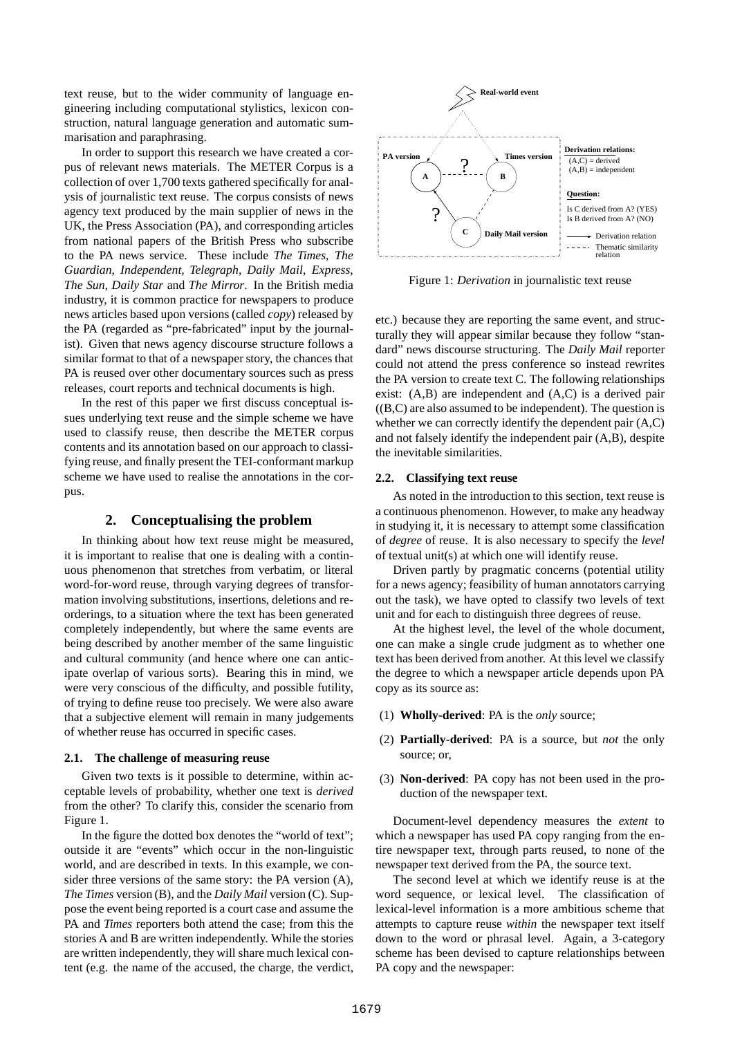text reuse, but to the wider community of language engineering including computational stylistics, lexicon construction, natural language generation and automatic summarisation and paraphrasing.

In order to support this research we have created a corpus of relevant news materials. The METER Corpus is a collection of over 1,700 texts gathered specifically for analysis of journalistic text reuse. The corpus consists of news agency text produced by the main supplier of news in the UK, the Press Association (PA), and corresponding articles from national papers of the British Press who subscribe to the PA news service. These include *The Times*, *The Guardian*, *Independent*, *Telegraph*, *Daily Mail*, *Express*, *The Sun*, *Daily Star* and *The Mirror*. In the British media industry, it is common practice for newspapers to produce news articles based upon versions (called *copy*) released by the PA (regarded as "pre-fabricated" input by the journalist). Given that news agency discourse structure follows a similar format to that of a newspaper story, the chances that PA is reused over other documentary sources such as press releases, court reports and technical documents is high.

In the rest of this paper we first discuss conceptual issues underlying text reuse and the simple scheme we have used to classify reuse, then describe the METER corpus contents and its annotation based on our approach to classifying reuse, and finally present the TEI-conformant markup scheme we have used to realise the annotations in the corpus.

## 2. Conceptualising the problem

In thinking about how text reuse might be measured, it is important to realise that one is dealing with a continuous phenomenon that stretches from verbatim, or literal word-for-word reuse, through varying degrees of transformation involving substitutions, insertions, deletions and reorderings, to a situation where the text has been generated completely independently, but where the same events are being described by another member of the same linguistic and cultural community (and hence where one can anticipate overlap of various sorts). Bearing this in mind, we were very conscious of the difficulty, and possible futility, of trying to define reuse too precisely. We were also aware that a subjective element will remain in many judgements of whether reuse has occurred in specific cases.

### 2.1. The challenge of measuring reuse

Given two texts is it possible to determine, within acceptable levels of probability, whether one text is *derived* from the other? To clarify this, consider the scenario from Figure 1.

Real-world event

PA version — A — ? — B — Times version

? — C — Daily Mail version

**Derivation relations:**
(A,C) = derived
(A,B) = independent

**Question:**
Is C derived from A? (YES)
Is B derived from A? (NO)

Derivation relation
Thematic similarity relation

Figure 1: *Derivation* in journalistic text reuse

In the figure the dotted box denotes the "world of text"; outside it are "events" which occur in the non-linguistic world, and are described in texts. In this example, we consider three versions of the same story: the PA version (A), *The Times* version (B), and the *Daily Mail* version (C). Suppose the event being reported is a court case and assume the PA and *Times* reporters both attend the case; from this the stories A and B are written independently. While the stories are written independently, they will share much lexical content (e.g. the name of the accused, the charge, the verdict, etc.) because they are reporting the same event, and structurally they will appear similar because they follow "standard" news discourse structuring. The *Daily Mail* reporter could not attend the press conference so instead rewrites the PA version to create text C. The following relationships exist: (A,B) are independent and (A,C) is a derived pair ((B,C) are also assumed to be independent). The question is whether we can correctly identify the dependent pair (A,C) and not falsely identify the independent pair (A,B), despite the inevitable similarities.

### 2.2. Classifying text reuse

As noted in the introduction to this section, text reuse is a continuous phenomenon. However, to make any headway in studying it, it is necessary to attempt some classification of *degree* of reuse. It is also necessary to specify the *level* of textual unit(s) at which one will identify reuse.

Driven partly by pragmatic concerns (potential utility for a news agency; feasibility of human annotators carrying out the task), we have opted to classify two levels of text unit and for each to distinguish three degrees of reuse.

At the highest level, the level of the whole document, one can make a single crude judgment as to whether one text has been derived from another. At this level we classify the degree to which a newspaper article depends upon PA copy as its source as:

(1) **Wholly-derived**: PA is the *only* source;

(2) **Partially-derived**: PA is a source, but *not* the only source; or,

(3) **Non-derived**: PA copy has not been used in the production of the newspaper text.

Document-level dependency measures the *extent* to which a newspaper has used PA copy ranging from the entire newspaper text, through parts reused, to none of the newspaper text derived from the PA, the source text.

The second level at which we identify reuse is at the word sequence, or lexical level. The classification of lexical-level information is a more ambitious scheme that attempts to capture reuse *within* the newspaper text itself down to the word or phrasal level. Again, a 3-category scheme has been devised to capture relationships between PA copy and the newspaper: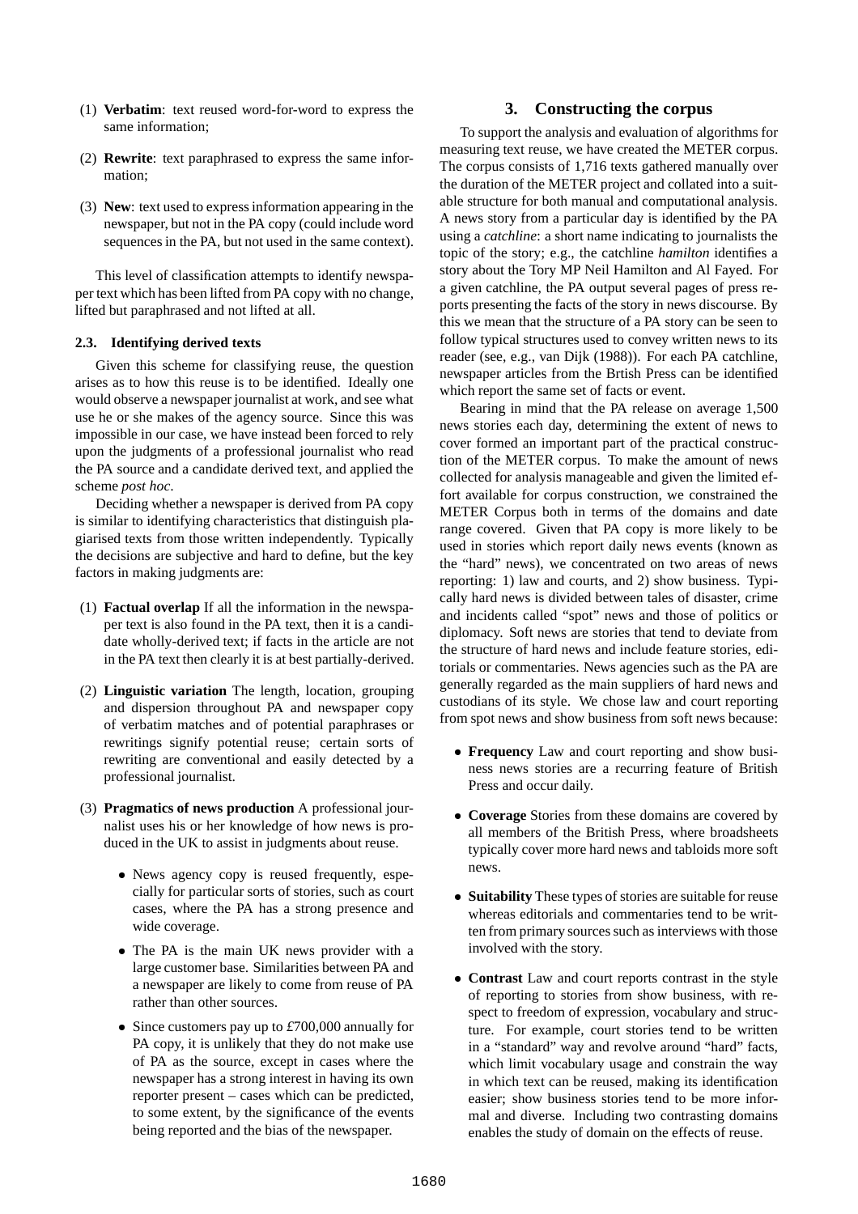(1) **Verbatim**: text reused word-for-word to express the same information;

(2) **Rewrite**: text paraphrased to express the same information;

(3) **New**: text used to express information appearing in the newspaper, but not in the PA copy (could include word sequences in the PA, but not used in the same context).

This level of classification attempts to identify newspaper text which has been lifted from PA copy with no change, lifted but paraphrased and not lifted at all.

### 2.3. Identifying derived texts

Given this scheme for classifying reuse, the question arises as to how this reuse is to be identified. Ideally one would observe a newspaper journalist at work, and see what use he or she makes of the agency source. Since this was impossible in our case, we have instead been forced to rely upon the judgments of a professional journalist who read the PA source and a candidate derived text, and applied the scheme *post hoc*.

Deciding whether a newspaper is derived from PA copy is similar to identifying characteristics that distinguish plagiarised texts from those written independently. Typically the decisions are subjective and hard to define, but the key factors in making judgments are:

(1) **Factual overlap** If all the information in the newspaper text is also found in the PA text, then it is a candidate wholly-derived text; if facts in the article are not in the PA text then clearly it is at best partially-derived.

(2) **Linguistic variation** The length, location, grouping and dispersion throughout PA and newspaper copy of verbatim matches and of potential paraphrases or rewritings signify potential reuse; certain sorts of rewriting are conventional and easily detected by a professional journalist.

(3) **Pragmatics of news production** A professional journalist uses his or her knowledge of how news is produced in the UK to assist in judgments about reuse.

- News agency copy is reused frequently, especially for particular sorts of stories, such as court cases, where the PA has a strong presence and wide coverage.
- The PA is the main UK news provider with a large customer base. Similarities between PA and a newspaper are likely to come from reuse of PA rather than other sources.
- Since customers pay up to £700,000 annually for PA copy, it is unlikely that they do not make use of PA as the source, except in cases where the newspaper has a strong interest in having its own reporter present – cases which can be predicted, to some extent, by the significance of the events being reported and the bias of the newspaper.

## 3. Constructing the corpus

To support the analysis and evaluation of algorithms for measuring text reuse, we have created the METER corpus. The corpus consists of 1,716 texts gathered manually over the duration of the METER project and collated into a suitable structure for both manual and computational analysis. A news story from a particular day is identified by the PA using a *catchline*: a short name indicating to journalists the topic of the story; e.g., the catchline *hamilton* identifies a story about the Tory MP Neil Hamilton and Al Fayed. For a given catchline, the PA output several pages of press reports presenting the facts of the story in news discourse. By this we mean that the structure of a PA story can be seen to follow typical structures used to convey written news to its reader (see, e.g., van Dijk (1988)). For each PA catchline, newspaper articles from the Brtish Press can be identified which report the same set of facts or event.

Bearing in mind that the PA release on average 1,500 news stories each day, determining the extent of news to cover formed an important part of the practical construction of the METER corpus. To make the amount of news collected for analysis manageable and given the limited effort available for corpus construction, we constrained the METER Corpus both in terms of the domains and date range covered. Given that PA copy is more likely to be used in stories which report daily news events (known as the "hard" news), we concentrated on two areas of news reporting: 1) law and courts, and 2) show business. Typically hard news is divided between tales of disaster, crime and incidents called "spot" news and those of politics or diplomacy. Soft news are stories that tend to deviate from the structure of hard news and include feature stories, editorials or commentaries. News agencies such as the PA are generally regarded as the main suppliers of hard news and custodians of its style. We chose law and court reporting from spot news and show business from soft news because:

- **Frequency** Law and court reporting and show business news stories are a recurring feature of British Press and occur daily.
- **Coverage** Stories from these domains are covered by all members of the British Press, where broadsheets typically cover more hard news and tabloids more soft news.
- **Suitability** These types of stories are suitable for reuse whereas editorials and commentaries tend to be written from primary sources such as interviews with those involved with the story.
- **Contrast** Law and court reports contrast in the style of reporting to stories from show business, with respect to freedom of expression, vocabulary and structure. For example, court stories tend to be written in a "standard" way and revolve around "hard" facts, which limit vocabulary usage and constrain the way in which text can be reused, making its identification easier; show business stories tend to be more informal and diverse. Including two contrasting domains enables the study of domain on the effects of reuse.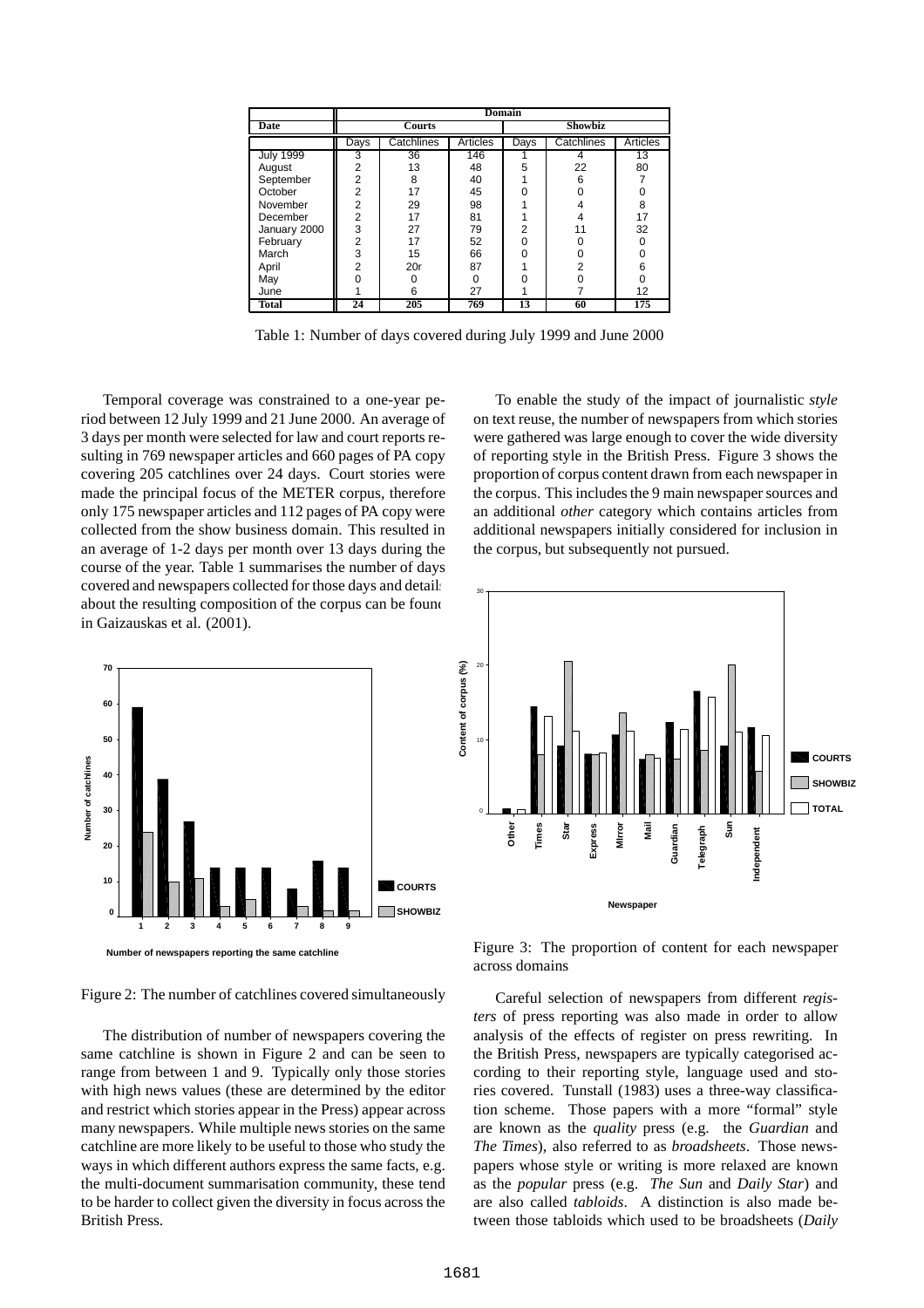| Date | Domain | | | | | |
|---|---|---|---|---|---|---|
| | **Courts** | | | **Showbiz** | | |
| | Days | Catchlines | Articles | Days | Catchlines | Articles |
| July 1999 | 3 | 36 | 146 | 1 | 4 | 13 |
| August | 2 | 13 | 48 | 5 | 22 | 80 |
| September | 2 | 8 | 40 | 1 | 6 | 7 |
| October | 2 | 17 | 45 | 0 | 0 | 0 |
| November | 2 | 29 | 98 | 1 | 4 | 8 |
| December | 2 | 17 | 81 | 1 | 4 | 17 |
| January 2000 | 3 | 27 | 79 | 2 | 11 | 32 |
| February | 2 | 17 | 52 | 0 | 0 | 0 |
| March | 3 | 15 | 66 | 0 | 0 | 0 |
| April | 2 | 20r | 87 | 1 | 2 | 6 |
| May | 0 | 0 | 0 | 0 | 0 | 0 |
| June | 1 | 6 | 27 | 1 | 7 | 12 |
| **Total** | **24** | **205** | **769** | **13** | **60** | **175** |

Table 1: Number of days covered during July 1999 and June 2000

Temporal coverage was constrained to a one-year period between 12 July 1999 and 21 June 2000. An average of 3 days per month were selected for law and court reports resulting in 769 newspaper articles and 660 pages of PA copy covering 205 catchlines over 24 days. Court stories were made the principal focus of the METER corpus, therefore only 175 newspaper articles and 112 pages of PA copy were collected from the show business domain. This resulted in an average of 1-2 days per month over 13 days during the course of the year. Table 1 summarises the number of days covered and newspapers collected for those days and details about the resulting composition of the corpus can be found in Gaizauskas et al. (2001).

Figure 2: The number of catchlines covered simultaneously

The distribution of number of newspapers covering the same catchline is shown in Figure 2 and can be seen to range from between 1 and 9. Typically only those stories with high news values (these are determined by the editor and restrict which stories appear in the Press) appear across many newspapers. While multiple news stories on the same catchline are more likely to be useful to those who study the ways in which different authors express the same facts, e.g. the multi-document summarisation community, these tend to be harder to collect given the diversity in focus across the British Press.

To enable the study of the impact of journalistic *style* on text reuse, the number of newspapers from which stories were gathered was large enough to cover the wide diversity of reporting style in the British Press. Figure 3 shows the proportion of corpus content drawn from each newspaper in the corpus. This includes the 9 main newspaper sources and an additional *other* category which contains articles from additional newspapers initially considered for inclusion in the corpus, but subsequently not pursued.

Figure 3: The proportion of content for each newspaper across domains

Careful selection of newspapers from different *registers* of press reporting was also made in order to allow analysis of the effects of register on press rewriting. In the British Press, newspapers are typically categorised according to their reporting style, language used and stories covered. Tunstall (1983) uses a three-way classification scheme. Those papers with a more "formal" style are known as the *quality* press (e.g. the *Guardian* and *The Times*), also referred to as *broadsheets*. Those newspapers whose style or writing is more relaxed are known as the *popular* press (e.g. *The Sun* and *Daily Star*) and are also called *tabloids*. A distinction is also made between those tabloids which used to be broadsheets (*Daily*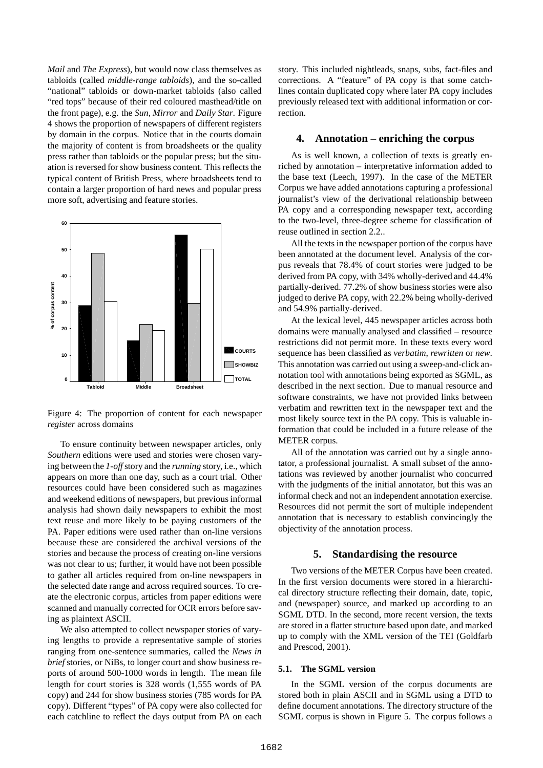*Mail* and *The Express*), but would now class themselves as tabloids (called *middle-range tabloids*), and the so-called "national" tabloids or down-market tabloids (also called "red tops" because of their red coloured masthead/title on the front page), e.g. the *Sun*, *Mirror* and *Daily Star*. Figure 4 shows the proportion of newspapers of different registers by domain in the corpus. Notice that in the courts domain the majority of content is from broadsheets or the quality press rather than tabloids or the popular press; but the situation is reversed for show business content. This reflects the typical content of British Press, where broadsheets tend to contain a larger proportion of hard news and popular press more soft, advertising and feature stories.

Figure 4: The proportion of content for each newspaper *register* across domains

To ensure continuity between newspaper articles, only *Southern* editions were used and stories were chosen varying between the *1-off* story and the *running* story, i.e., which appears on more than one day, such as a court trial. Other resources could have been considered such as magazines and weekend editions of newspapers, but previous informal analysis had shown daily newspapers to exhibit the most text reuse and more likely to be paying customers of the PA. Paper editions were used rather than on-line versions because these are considered the archival versions of the stories and because the process of creating on-line versions was not clear to us; further, it would have not been possible to gather all articles required from on-line newspapers in the selected date range and across required sources. To create the electronic corpus, articles from paper editions were scanned and manually corrected for OCR errors before saving as plaintext ASCII.

We also attempted to collect newspaper stories of varying lengths to provide a representative sample of stories ranging from one-sentence summaries, called the *News in brief* stories, or NiBs, to longer court and show business reports of around 500-1000 words in length. The mean file length for court stories is 328 words (1,555 words of PA copy) and 244 for show business stories (785 words for PA copy). Different "types" of PA copy were also collected for each catchline to reflect the days output from PA on each story. This included nightleads, snaps, subs, fact-files and corrections. A "feature" of PA copy is that some catchlines contain duplicated copy where later PA copy includes previously released text with additional information or correction.

## 4. Annotation – enriching the corpus

As is well known, a collection of texts is greatly enriched by annotation – interpretative information added to the base text (Leech, 1997). In the case of the METER Corpus we have added annotations capturing a professional journalist's view of the derivational relationship between PA copy and a corresponding newspaper text, according to the two-level, three-degree scheme for classification of reuse outlined in section 2.2..

All the texts in the newspaper portion of the corpus have been annotated at the document level. Analysis of the corpus reveals that 78.4% of court stories were judged to be derived from PA copy, with 34% wholly-derived and 44.4% partially-derived. 77.2% of show business stories were also judged to derive PA copy, with 22.2% being wholly-derived and 54.9% partially-derived.

At the lexical level, 445 newspaper articles across both domains were manually analysed and classified – resource restrictions did not permit more. In these texts every word sequence has been classified as *verbatim*, *rewritten* or *new*. This annotation was carried out using a sweep-and-click annotation tool with annotations being exported as SGML, as described in the next section. Due to manual resource and software constraints, we have not provided links between verbatim and rewritten text in the newspaper text and the most likely source text in the PA copy. This is valuable information that could be included in a future release of the METER corpus.

All of the annotation was carried out by a single annotator, a professional journalist. A small subset of the annotations was reviewed by another journalist who concurred with the judgments of the initial annotator, but this was an informal check and not an independent annotation exercise. Resources did not permit the sort of multiple independent annotation that is necessary to establish convincingly the objectivity of the annotation process.

## 5. Standardising the resource

Two versions of the METER Corpus have been created. In the first version documents were stored in a hierarchical directory structure reflecting their domain, date, topic, and (newspaper) source, and marked up according to an SGML DTD. In the second, more recent version, the texts are stored in a flatter structure based upon date, and marked up to comply with the XML version of the TEI (Goldfarb and Prescod, 2001).

### 5.1. The SGML version

In the SGML version of the corpus documents are stored both in plain ASCII and in SGML using a DTD to define document annotations. The directory structure of the SGML corpus is shown in Figure 5. The corpus follows a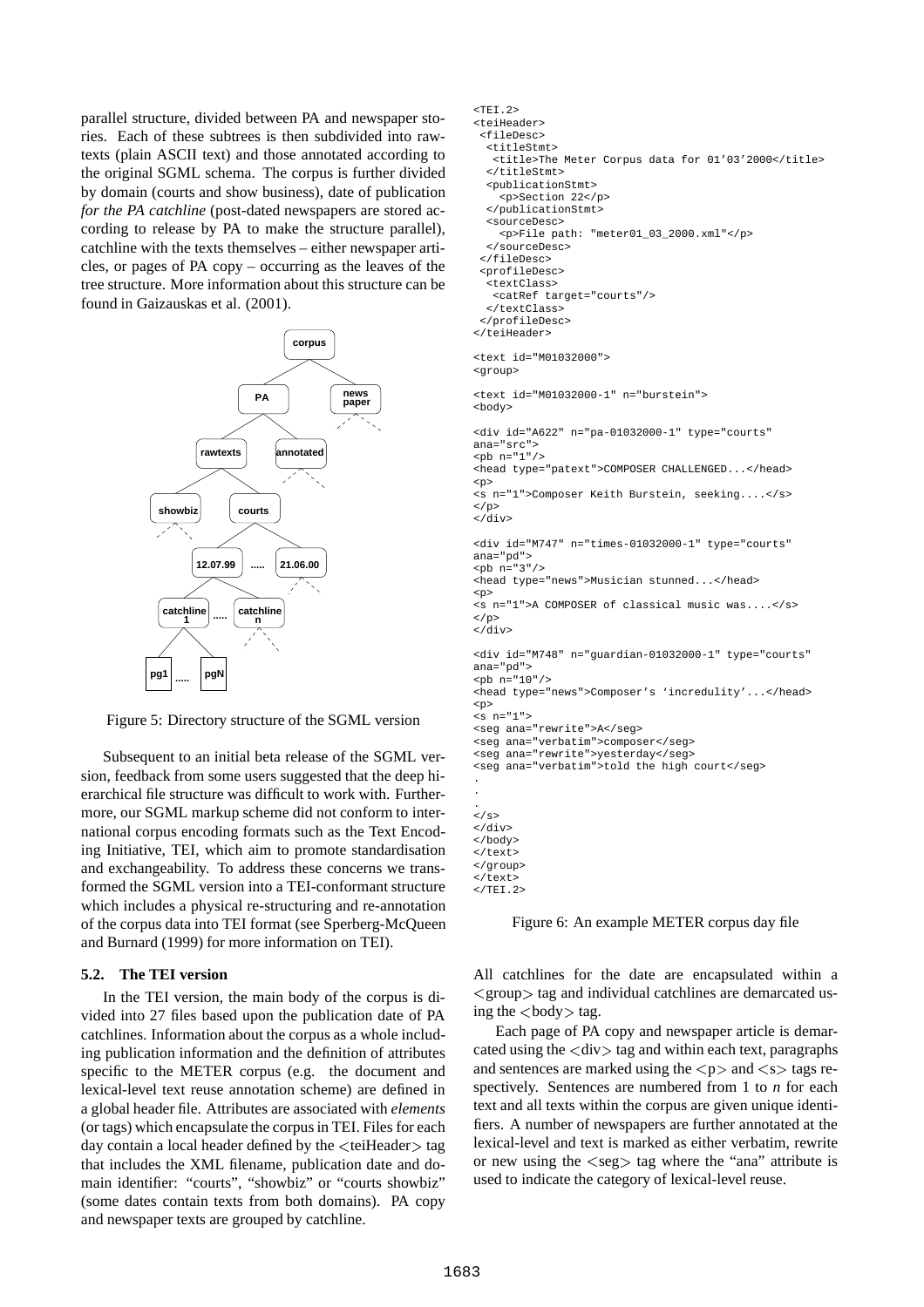parallel structure, divided between PA and newspaper stories. Each of these subtrees is then subdivided into rawtexts (plain ASCII text) and those annotated according to the original SGML schema. The corpus is further divided by domain (courts and show business), date of publication *for the PA catchline* (post-dated newspapers are stored according to release by PA to make the structure parallel), catchline with the texts themselves – either newspaper articles, or pages of PA copy – occurring as the leaves of the tree structure. More information about this structure can be found in Gaizauskas et al. (2001).

Figure 5: Directory structure of the SGML version

Subsequent to an initial beta release of the SGML version, feedback from some users suggested that the deep hierarchical file structure was difficult to work with. Furthermore, our SGML markup scheme did not conform to international corpus encoding formats such as the Text Encoding Initiative, TEI, which aim to promote standardisation and exchangeability. To address these concerns we transformed the SGML version into a TEI-conformant structure which includes a physical re-structuring and re-annotation of the corpus data into TEI format (see Sperberg-McQueen and Burnard (1999) for more information on TEI).

### 5.2. The TEI version

In the TEI version, the main body of the corpus is divided into 27 files based upon the publication date of PA catchlines. Information about the corpus as a whole including publication information and the definition of attributes specific to the METER corpus (e.g. the document and lexical-level text reuse annotation scheme) are defined in a global header file. Attributes are associated with *elements* (or tags) which encapsulate the corpus in TEI. Files for each day contain a local header defined by the <teiHeader> tag that includes the XML filename, publication date and domain identifier: "courts", "showbiz" or "courts showbiz" (some dates contain texts from both domains). PA copy and newspaper texts are grouped by catchline.

```
<TEI.2>
<teiHeader>
 <fileDesc>
  <titleStmt>
   <title>The Meter Corpus data for 01'03'2000</title>
  </titleStmt>
  <publicationStmt>
    <p>Section 22</p>
  </publicationStmt>
  <sourceDesc>
    <p>File path: "meter01_03_2000.xml"</p>
  </sourceDesc>
 </fileDesc>
 <profileDesc>
  <textClass>
   <catRef target="courts"/>
  </textClass>
 </profileDesc>
</teiHeader>

<text id="M01032000">
<group>

<text id="M01032000-1" n="burstein">
<body>

<div id="A622" n="pa-01032000-1" type="courts"
ana="src">
<pb n="1"/>
<head type="patext">COMPOSER CHALLENGED...</head>
<p>
<s n="1">Composer Keith Burstein, seeking....</s>
</p>
</div>

<div id="M747" n="times-01032000-1" type="courts"
ana="pd">
<pb n="3"/>
<head type="news">Musician stunned...</head>
<p>
<s n="1">A COMPOSER of classical music was....</s>
</p>
</div>

<div id="M748" n="guardian-01032000-1" type="courts"
ana="pd">
<pb n="10"/>
<head type="news">Composer's 'incredulity'...</head>
<p>
<s n="1">
<seg ana="rewrite">A</seg>
<seg ana="verbatim">composer</seg>
<seg ana="rewrite">yesterday</seg>
<seg ana="verbatim">told the high court</seg>
.
.
.
</s>
</div>
</body>
</text>
</group>
</text>
</TEI.2>
```

Figure 6: An example METER corpus day file

All catchlines for the date are encapsulated within a <group> tag and individual catchlines are demarcated using the <body> tag.

Each page of PA copy and newspaper article is demarcated using the <div> tag and within each text, paragraphs and sentences are marked using the <p> and <s> tags respectively. Sentences are numbered from 1 to *n* for each text and all texts within the corpus are given unique identifiers. A number of newspapers are further annotated at the lexical-level and text is marked as either verbatim, rewrite or new using the <seg> tag where the "ana" attribute is used to indicate the category of lexical-level reuse.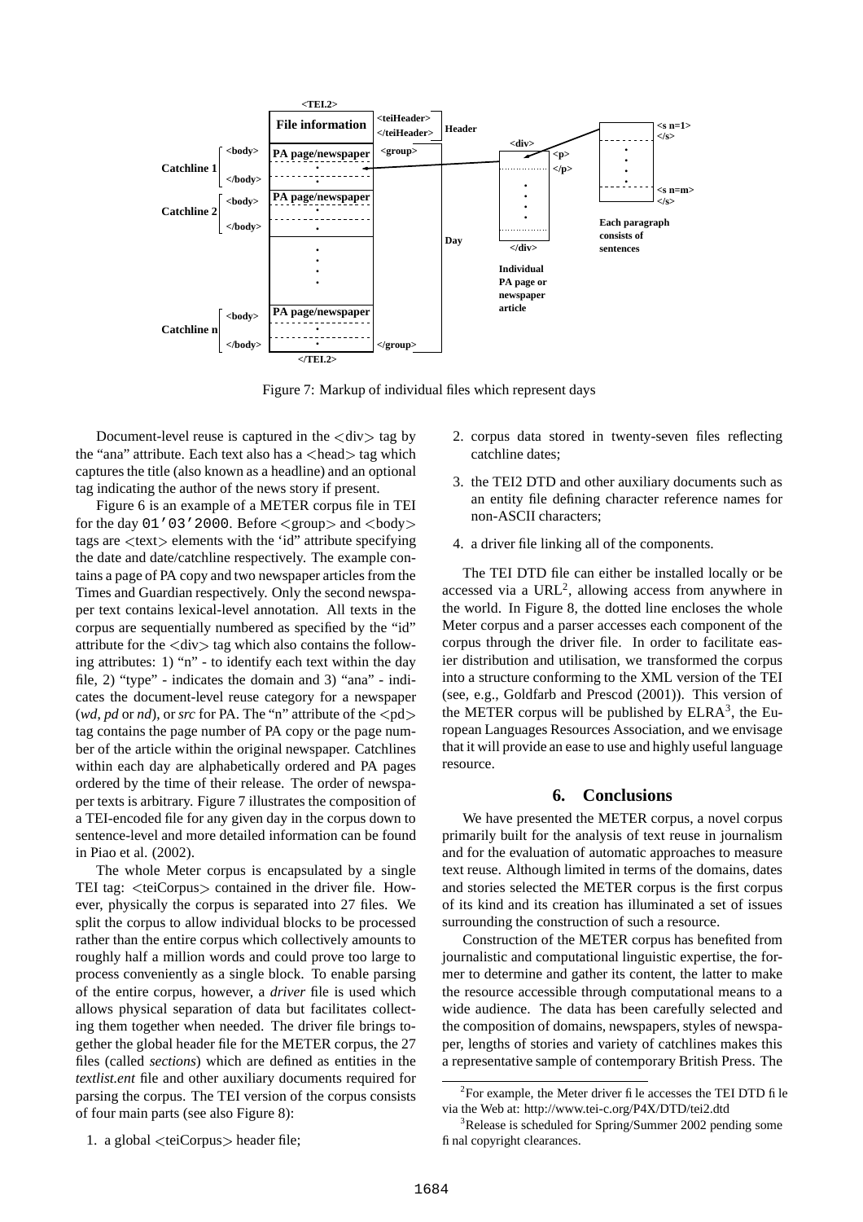Figure 7: Markup of individual files which represent days

Document-level reuse is captured in the <div> tag by the "ana" attribute. Each text also has a <head> tag which captures the title (also known as a headline) and an optional tag indicating the author of the news story if present.

Figure 6 is an example of a METER corpus file in TEI for the day `01'03'2000`. Before <group> and <body> tags are <text> elements with the 'id" attribute specifying the date and date/catchline respectively. The example contains a page of PA copy and two newspaper articles from the Times and Guardian respectively. Only the second newspaper text contains lexical-level annotation. All texts in the corpus are sequentially numbered as specified by the "id" attribute for the <div> tag which also contains the following attributes: 1) "n" - to identify each text within the day file, 2) "type" - indicates the domain and 3) "ana" - indicates the document-level reuse category for a newspaper (*wd*, *pd* or *nd*), or *src* for PA. The "n" attribute of the <pd> tag contains the page number of PA copy or the page number of the article within the original newspaper. Catchlines within each day are alphabetically ordered and PA pages ordered by the time of their release. The order of newspaper texts is arbitrary. Figure 7 illustrates the composition of a TEI-encoded file for any given day in the corpus down to sentence-level and more detailed information can be found in Piao et al. (2002).

The whole Meter corpus is encapsulated by a single TEI tag: <teiCorpus> contained in the driver file. However, physically the corpus is separated into 27 files. We split the corpus to allow individual blocks to be processed rather than the entire corpus which collectively amounts to roughly half a million words and could prove too large to process conveniently as a single block. To enable parsing of the entire corpus, however, a *driver* file is used which allows physical separation of data but facilitates collecting them together when needed. The driver file brings together the global header file for the METER corpus, the 27 files (called *sections*) which are defined as entities in the *textlist.ent* file and other auxiliary documents required for parsing the corpus. The TEI version of the corpus consists of four main parts (see also Figure 8):

1. a global <teiCorpus> header file;
2. corpus data stored in twenty-seven files reflecting catchline dates;
3. the TEI2 DTD and other auxiliary documents such as an entity file defining character reference names for non-ASCII characters;
4. a driver file linking all of the components.

The TEI DTD file can either be installed locally or be accessed via a URL[2], allowing access from anywhere in the world. In Figure 8, the dotted line encloses the whole Meter corpus and a parser accesses each component of the corpus through the driver file. In order to facilitate easier distribution and utilisation, we transformed the corpus into a structure conforming to the XML version of the TEI (see, e.g., Goldfarb and Prescod (2001)). This version of the METER corpus will be published by ELRA[3], the European Languages Resources Association, and we envisage that it will provide an ease to use and highly useful language resource.

## 6. Conclusions

We have presented the METER corpus, a novel corpus primarily built for the analysis of text reuse in journalism and for the evaluation of automatic approaches to measure text reuse. Although limited in terms of the domains, dates and stories selected the METER corpus is the first corpus of its kind and its creation has illuminated a set of issues surrounding the construction of such a resource.

Construction of the METER corpus has benefited from journalistic and computational linguistic expertise, the former to determine and gather its content, the latter to make the resource accessible through computational means to a wide audience. The data has been carefully selected and the composition of domains, newspapers, styles of newspaper, lengths of stories and variety of catchlines makes this a representative sample of contemporary British Press. The

[2] For example, the Meter driver file accesses the TEI DTD file via the Web at: http://www.tei-c.org/P4X/DTD/tei2.dtd

[3] Release is scheduled for Spring/Summer 2002 pending some final copyright clearances.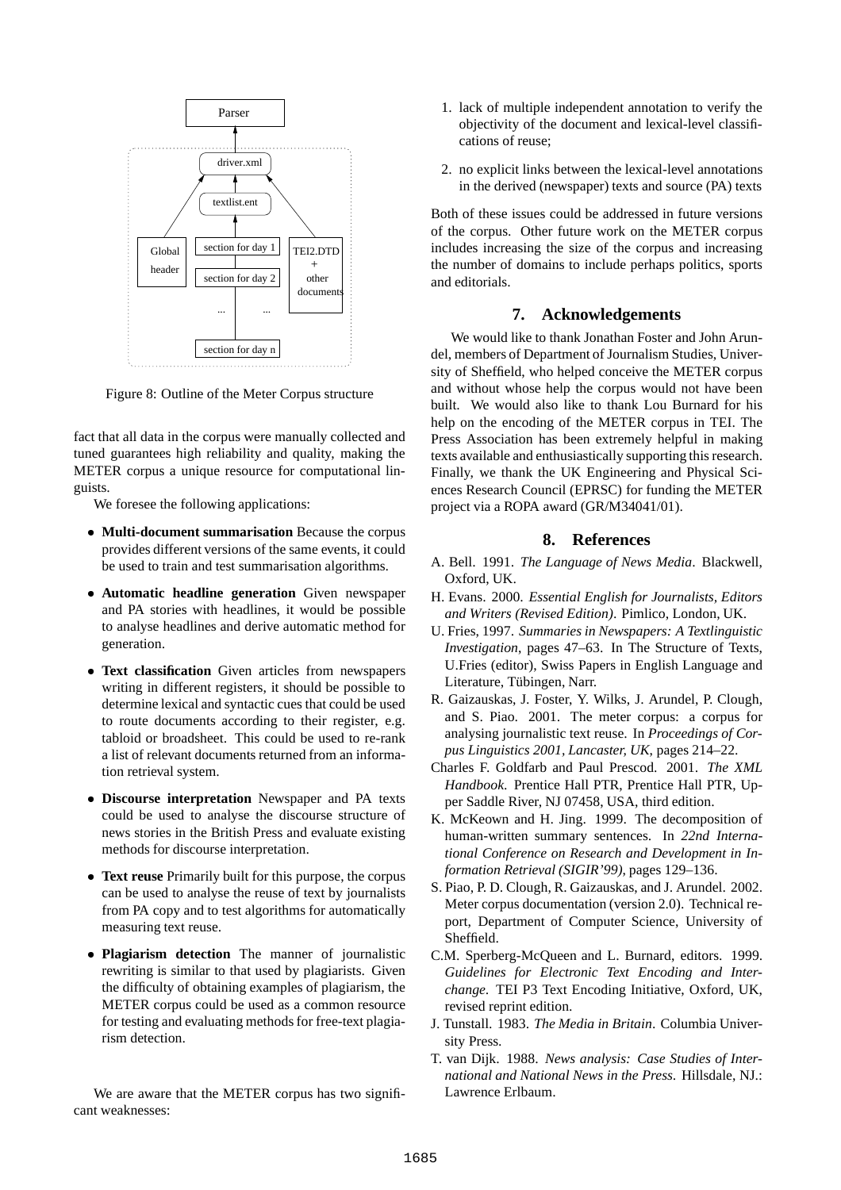Parser

driver.xml

textlist.ent

Global header

section for day 1

section for day 2

... ...

section for day n

TEI2.DTD + other documents

Figure 8: Outline of the Meter Corpus structure

fact that all data in the corpus were manually collected and tuned guarantees high reliability and quality, making the METER corpus a unique resource for computational linguists.

We foresee the following applications:

- **Multi-document summarisation** Because the corpus provides different versions of the same events, it could be used to train and test summarisation algorithms.
- **Automatic headline generation** Given newspaper and PA stories with headlines, it would be possible to analyse headlines and derive automatic method for generation.
- **Text classification** Given articles from newspapers writing in different registers, it should be possible to determine lexical and syntactic cues that could be used to route documents according to their register, e.g. tabloid or broadsheet. This could be used to re-rank a list of relevant documents returned from an information retrieval system.
- **Discourse interpretation** Newspaper and PA texts could be used to analyse the discourse structure of news stories in the British Press and evaluate existing methods for discourse interpretation.
- **Text reuse** Primarily built for this purpose, the corpus can be used to analyse the reuse of text by journalists from PA copy and to test algorithms for automatically measuring text reuse.
- **Plagiarism detection** The manner of journalistic rewriting is similar to that used by plagiarists. Given the difficulty of obtaining examples of plagiarism, the METER corpus could be used as a common resource for testing and evaluating methods for free-text plagiarism detection.

We are aware that the METER corpus has two significant weaknesses:

1. lack of multiple independent annotation to verify the objectivity of the document and lexical-level classifications of reuse;
2. no explicit links between the lexical-level annotations in the derived (newspaper) texts and source (PA) texts

Both of these issues could be addressed in future versions of the corpus. Other future work on the METER corpus includes increasing the size of the corpus and increasing the number of domains to include perhaps politics, sports and editorials.

## 7. Acknowledgements

We would like to thank Jonathan Foster and John Arundel, members of Department of Journalism Studies, University of Sheffield, who helped conceive the METER corpus and without whose help the corpus would not have been built. We would also like to thank Lou Burnard for his help on the encoding of the METER corpus in TEI. The Press Association has been extremely helpful in making texts available and enthusiastically supporting this research. Finally, we thank the UK Engineering and Physical Sciences Research Council (EPRSC) for funding the METER project via a ROPA award (GR/M34041/01).

## 8. References

A. Bell. 1991. *The Language of News Media*. Blackwell, Oxford, UK.

H. Evans. 2000. *Essential English for Journalists, Editors and Writers (Revised Edition)*. Pimlico, London, UK.

U. Fries, 1997. *Summaries in Newspapers: A Textlinguistic Investigation*, pages 47–63. In The Structure of Texts, U.Fries (editor), Swiss Papers in English Language and Literature, Tübingen, Narr.

R. Gaizauskas, J. Foster, Y. Wilks, J. Arundel, P. Clough, and S. Piao. 2001. The meter corpus: a corpus for analysing journalistic text reuse. In *Proceedings of Corpus Linguistics 2001, Lancaster, UK*, pages 214–22.

Charles F. Goldfarb and Paul Prescod. 2001. *The XML Handbook*. Prentice Hall PTR, Prentice Hall PTR, Upper Saddle River, NJ 07458, USA, third edition.

K. McKeown and H. Jing. 1999. The decomposition of human-written summary sentences. In *22nd International Conference on Research and Development in Information Retrieval (SIGIR'99)*, pages 129–136.

S. Piao, P. D. Clough, R. Gaizauskas, and J. Arundel. 2002. Meter corpus documentation (version 2.0). Technical report, Department of Computer Science, University of Sheffield.

C.M. Sperberg-McQueen and L. Burnard, editors. 1999. *Guidelines for Electronic Text Encoding and Interchange*. TEI P3 Text Encoding Initiative, Oxford, UK, revised reprint edition.

J. Tunstall. 1983. *The Media in Britain*. Columbia University Press.

T. van Dijk. 1988. *News analysis: Case Studies of International and National News in the Press*. Hillsdale, NJ.: Lawrence Erlbaum.